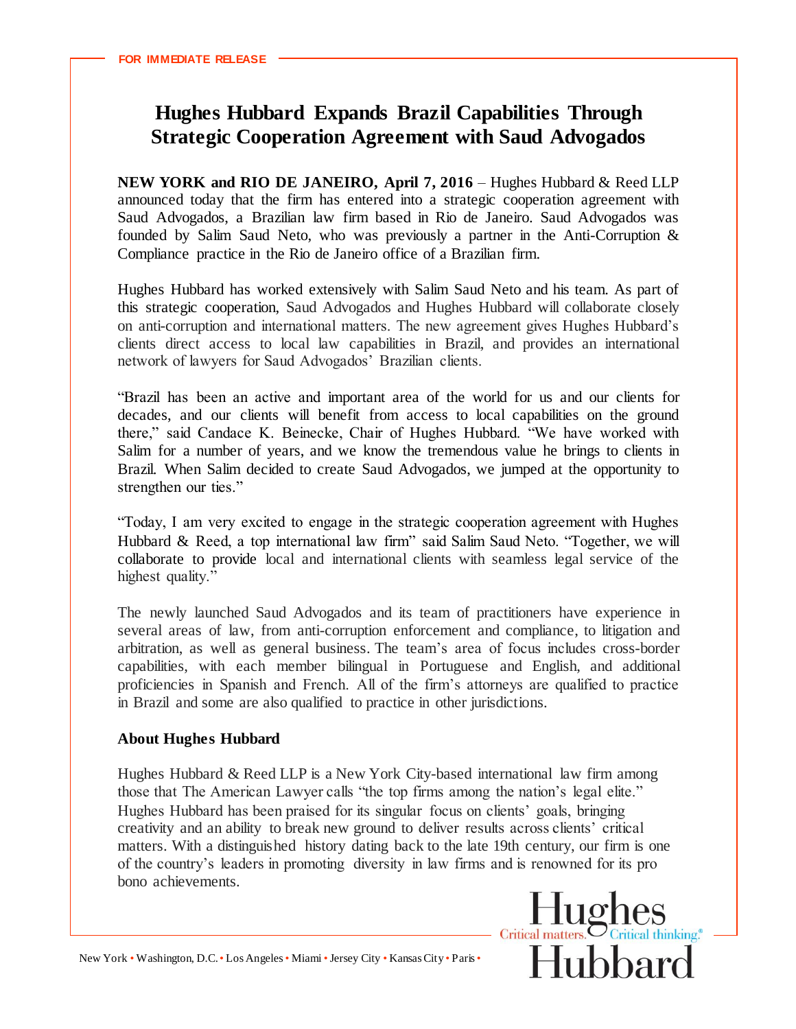FOR IMMEDIATE RELEASE

# Hughes Hubbard Expands Brazil Capabilities Through Strategic Cooperation Agreement with Saud Advogados

**NEW YORK and RIO DE JANEIRO, April 7, 2016** – Hughes Hubbard & Reed LLP announced today that the firm has entered into a strategic cooperation agreement with Saud Advogados, a Brazilian law firm based in Rio de Janeiro. Saud Advogados was founded by Salim Saud Neto, who was previously a partner in the Anti-Corruption & Compliance practice in the Rio de Janeiro office of a Brazilian firm.

Hughes Hubbard has worked extensively with Salim Saud Neto and his team. As part of this strategic cooperation, Saud Advogados and Hughes Hubbard will collaborate closely on anti-corruption and international matters. The new agreement gives Hughes Hubbard's clients direct access to local law capabilities in Brazil, and provides an international network of lawyers for Saud Advogados' Brazilian clients.

"Brazil has been an active and important area of the world for us and our clients for decades, and our clients will benefit from access to local capabilities on the ground there," said Candace K. Beinecke, Chair of Hughes Hubbard. "We have worked with Salim for a number of years, and we know the tremendous value he brings to clients in Brazil. When Salim decided to create Saud Advogados, we jumped at the opportunity to strengthen our ties."

"Today, I am very excited to engage in the strategic cooperation agreement with Hughes Hubbard & Reed, a top international law firm" said Salim Saud Neto. "Together, we will collaborate to provide local and international clients with seamless legal service of the highest quality."

The newly launched Saud Advogados and its team of practitioners have experience in several areas of law, from anti-corruption enforcement and compliance, to litigation and arbitration, as well as general business. The team's area of focus includes cross-border capabilities, with each member bilingual in Portuguese and English, and additional proficiencies in Spanish and French. All of the firm's attorneys are qualified to practice in Brazil and some are also qualified to practice in other jurisdictions.

**About Hughes Hubbard**

Hughes Hubbard & Reed LLP is a New York City-based international law firm among those that The American Lawyer calls "the top firms among the nation's legal elite." Hughes Hubbard has been praised for its singular focus on clients' goals, bringing creativity and an ability to break new ground to deliver results across clients' critical matters. With a distinguished history dating back to the late 19th century, our firm is one of the country's leaders in promoting diversity in law firms and is renowned for its pro bono achievements.

Hughes Hubbard — Critical matters. Critical thinking.®

New York • Washington, D.C. • Los Angeles • Miami • Jersey City • Kansas City • Paris •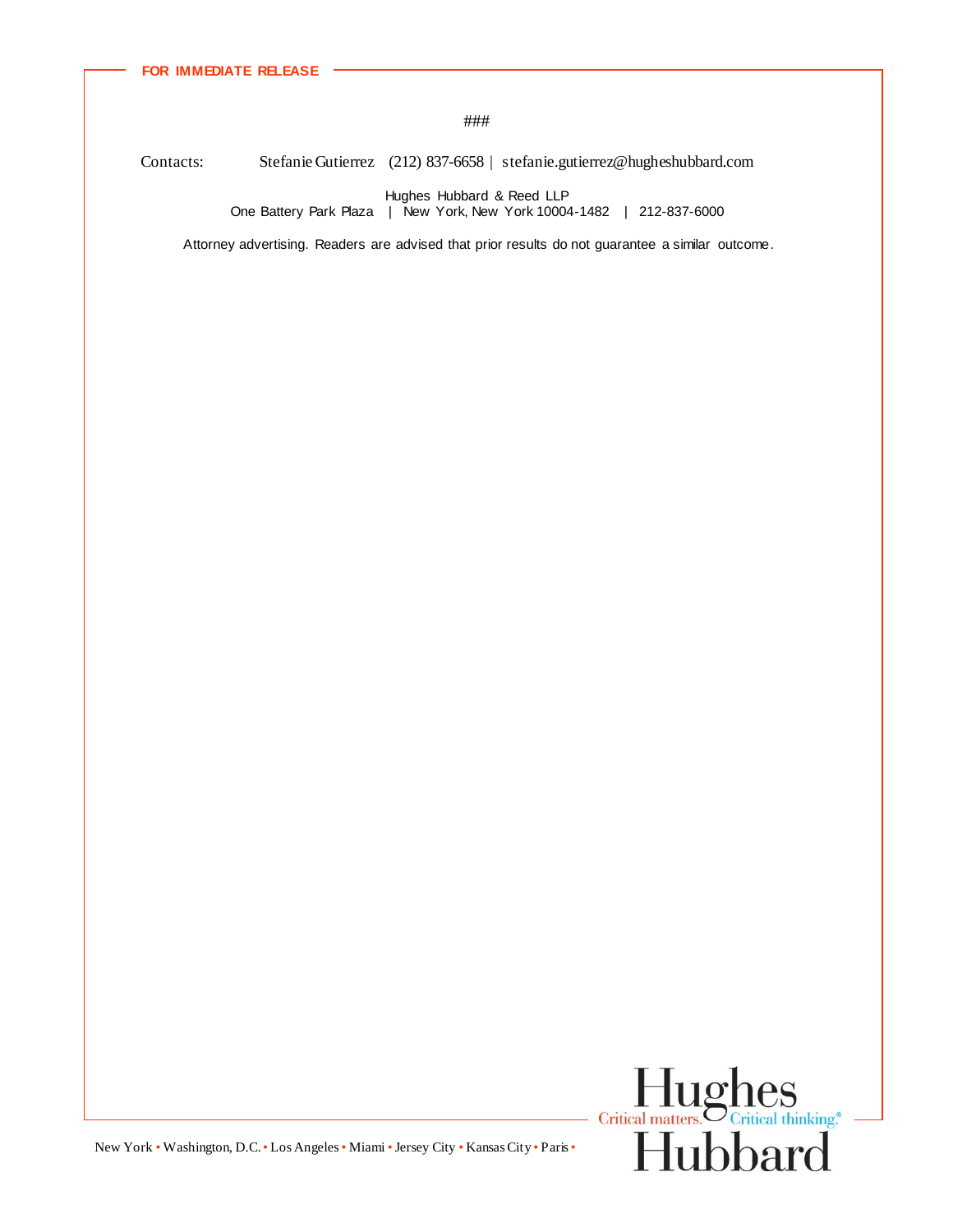FOR IMMEDIATE RELEASE

###

Contacts: Stefanie Gutierrez (212) 837-6658 | stefanie.gutierrez@hugheshubbard.com

Hughes Hubbard & Reed LLP
One Battery Park Plaza | New York, New York 10004-1482 | 212-837-6000

Attorney advertising. Readers are advised that prior results do not guarantee a similar outcome.

New York • Washington, D.C. • Los Angeles • Miami • Jersey City • Kansas City • Paris •

Hughes Hubbard
Critical matters. Critical thinking.®